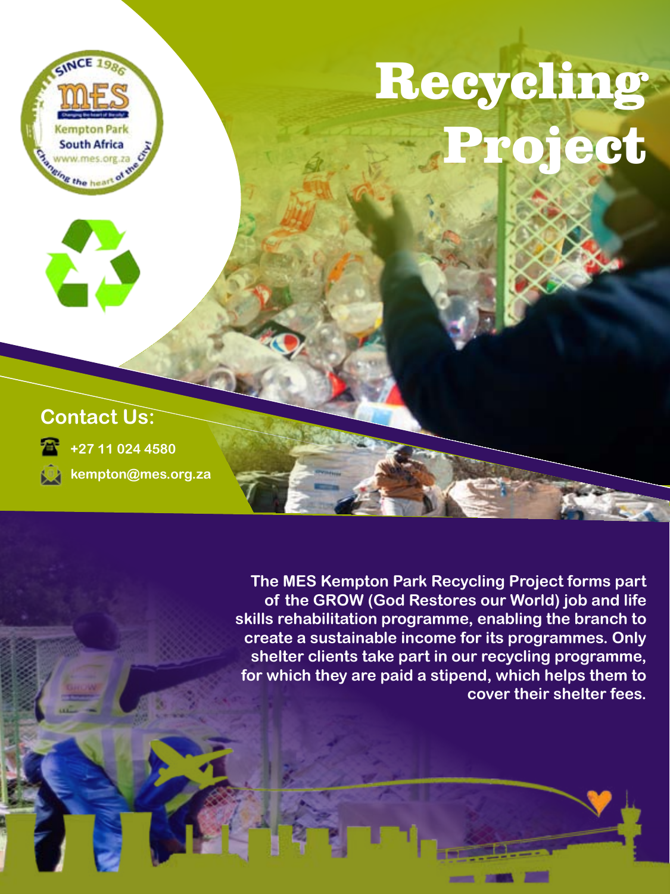# Recycling Project

## Contact Us:

+27 11 024 4580

kempton@mes.org.za

The MES Kempton Park Recycling Project forms part of the GROW (God Restores our World) job and life skills rehabilitation programme, enabling the branch to create a sustainable income for its programmes. Only shelter clients take part in our recycling programme, for which they are paid a stipend, which helps them to cover their shelter fees.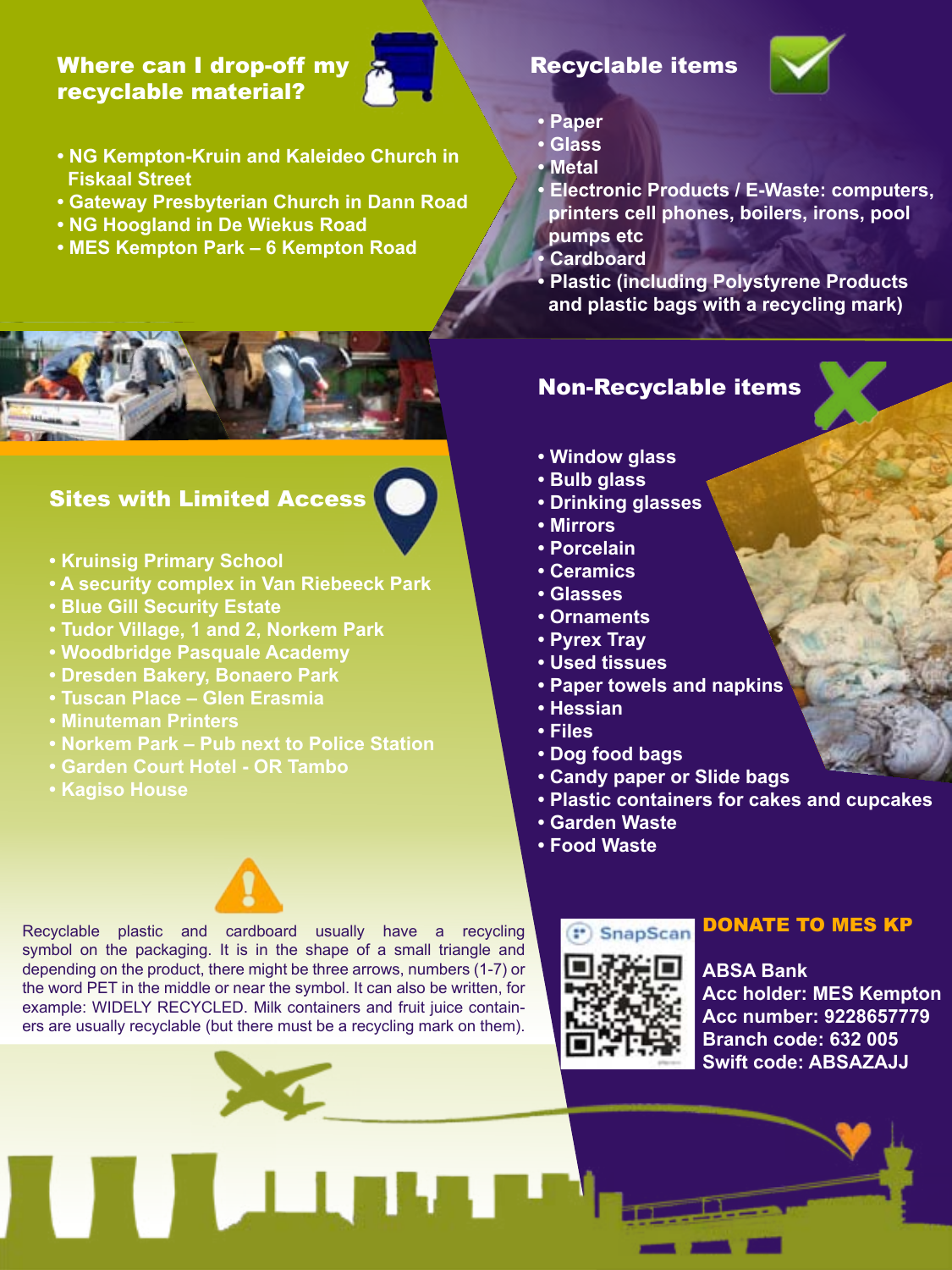## Where can I drop-off my recyclable material?

- NG Kempton-Kruin and Kaleideo Church in Fiskaal Street
- Gateway Presbyterian Church in Dann Road
- NG Hoogland in De Wiekus Road
- MES Kempton Park – 6 Kempton Road

## Recyclable items

- Paper
- Glass
- Metal
- Electronic Products / E-Waste: computers, printers cell phones, boilers, irons, pool pumps etc
- Cardboard
- Plastic (including Polystyrene Products and plastic bags with a recycling mark)

## Sites with Limited Access

- Kruinsig Primary School
- A security complex in Van Riebeeck Park
- Blue Gill Security Estate
- Tudor Village, 1 and 2, Norkem Park
- Woodbridge Pasquale Academy
- Dresden Bakery, Bonaero Park
- Tuscan Place – Glen Erasmia
- Minuteman Printers
- Norkem Park – Pub next to Police Station
- Garden Court Hotel - OR Tambo
- Kagiso House

## Non-Recyclable items

- Window glass
- Bulb glass
- Drinking glasses
- Mirrors
- Porcelain
- Ceramics
- Glasses
- Ornaments
- Pyrex Tray
- Used tissues
- Paper towels and napkins
- Hessian
- Files
- Dog food bags
- Candy paper or Slide bags
- Plastic containers for cakes and cupcakes
- Garden Waste
- Food Waste

Recyclable plastic and cardboard usually have a recycling symbol on the packaging. It is in the shape of a small triangle and depending on the product, there might be three arrows, numbers (1-7) or the word PET in the middle or near the symbol. It can also be written, for example: WIDELY RECYCLED. Milk containers and fruit juice containers are usually recyclable (but there must be a recycling mark on them).

SnapScan

## DONATE TO MES KP

ABSA Bank
Acc holder: MES Kempton
Acc number: 9228657779
Branch code: 632 005
Swift code: ABSAZAJJ